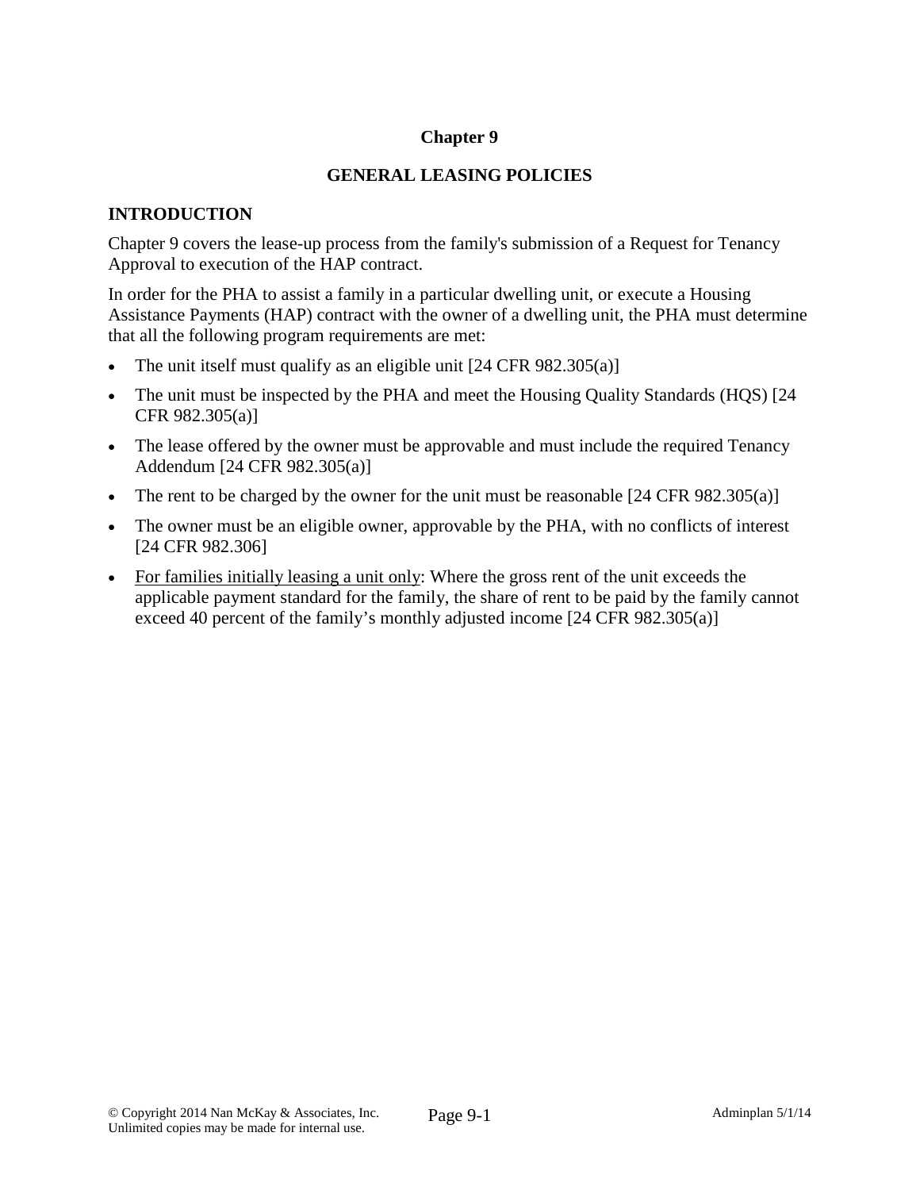# Chapter 9

## GENERAL LEASING POLICIES

### INTRODUCTION

Chapter 9 covers the lease-up process from the family's submission of a Request for Tenancy Approval to execution of the HAP contract.

In order for the PHA to assist a family in a particular dwelling unit, or execute a Housing Assistance Payments (HAP) contract with the owner of a dwelling unit, the PHA must determine that all the following program requirements are met:

- The unit itself must qualify as an eligible unit [24 CFR 982.305(a)]
- The unit must be inspected by the PHA and meet the Housing Quality Standards (HQS) [24 CFR 982.305(a)]
- The lease offered by the owner must be approvable and must include the required Tenancy Addendum [24 CFR 982.305(a)]
- The rent to be charged by the owner for the unit must be reasonable [24 CFR 982.305(a)]
- The owner must be an eligible owner, approvable by the PHA, with no conflicts of interest [24 CFR 982.306]
- <u>For families initially leasing a unit only</u>: Where the gross rent of the unit exceeds the applicable payment standard for the family, the share of rent to be paid by the family cannot exceed 40 percent of the family's monthly adjusted income [24 CFR 982.305(a)]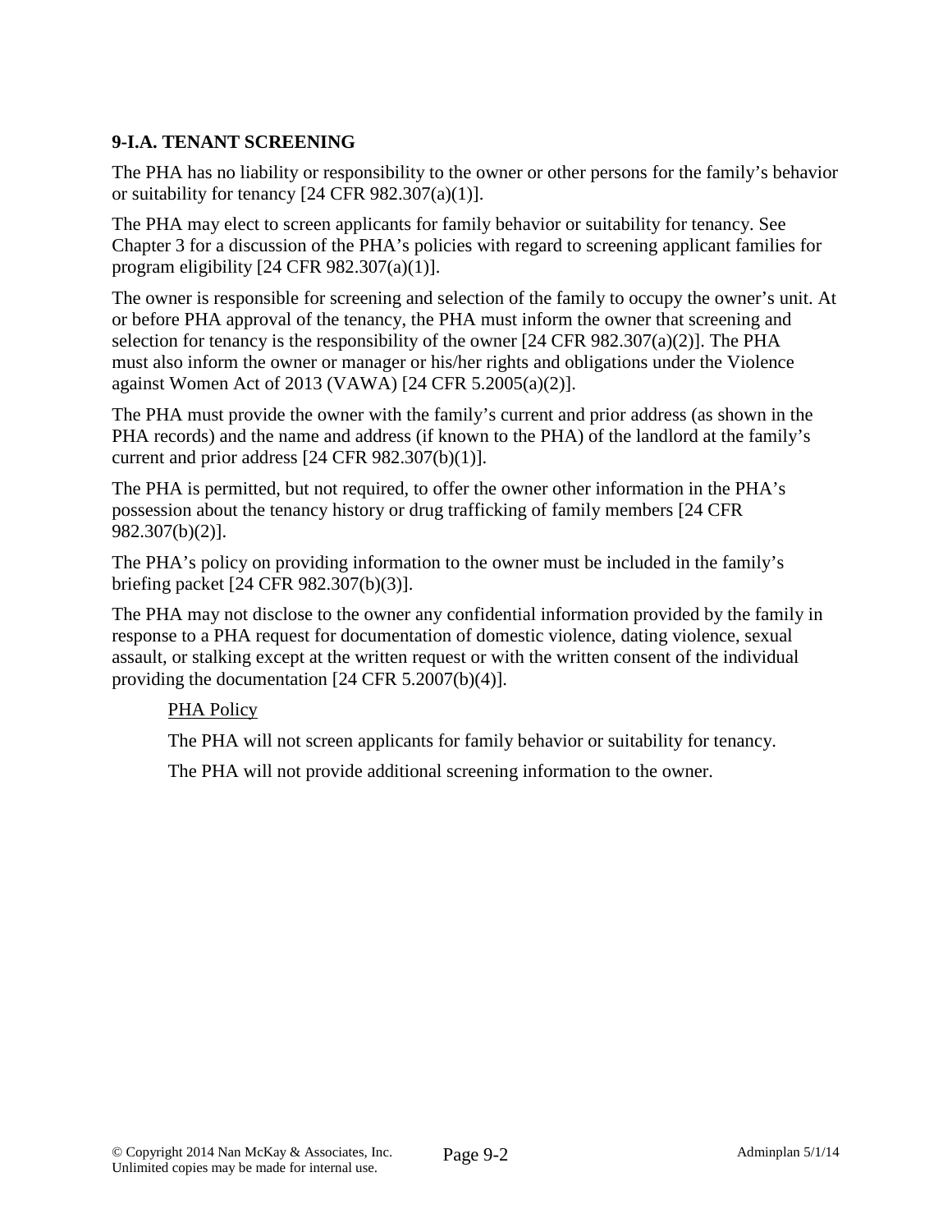### 9-I.A. TENANT SCREENING

The PHA has no liability or responsibility to the owner or other persons for the family's behavior or suitability for tenancy [24 CFR 982.307(a)(1)].

The PHA may elect to screen applicants for family behavior or suitability for tenancy. See Chapter 3 for a discussion of the PHA's policies with regard to screening applicant families for program eligibility [24 CFR 982.307(a)(1)].

The owner is responsible for screening and selection of the family to occupy the owner's unit. At or before PHA approval of the tenancy, the PHA must inform the owner that screening and selection for tenancy is the responsibility of the owner [24 CFR 982.307(a)(2)]. The PHA must also inform the owner or manager or his/her rights and obligations under the Violence against Women Act of 2013 (VAWA) [24 CFR 5.2005(a)(2)].

The PHA must provide the owner with the family's current and prior address (as shown in the PHA records) and the name and address (if known to the PHA) of the landlord at the family's current and prior address [24 CFR 982.307(b)(1)].

The PHA is permitted, but not required, to offer the owner other information in the PHA's possession about the tenancy history or drug trafficking of family members [24 CFR 982.307(b)(2)].

The PHA's policy on providing information to the owner must be included in the family's briefing packet [24 CFR 982.307(b)(3)].

The PHA may not disclose to the owner any confidential information provided by the family in response to a PHA request for documentation of domestic violence, dating violence, sexual assault, or stalking except at the written request or with the written consent of the individual providing the documentation [24 CFR 5.2007(b)(4)].

> <u>PHA Policy</u>
>
> The PHA will not screen applicants for family behavior or suitability for tenancy.
>
> The PHA will not provide additional screening information to the owner.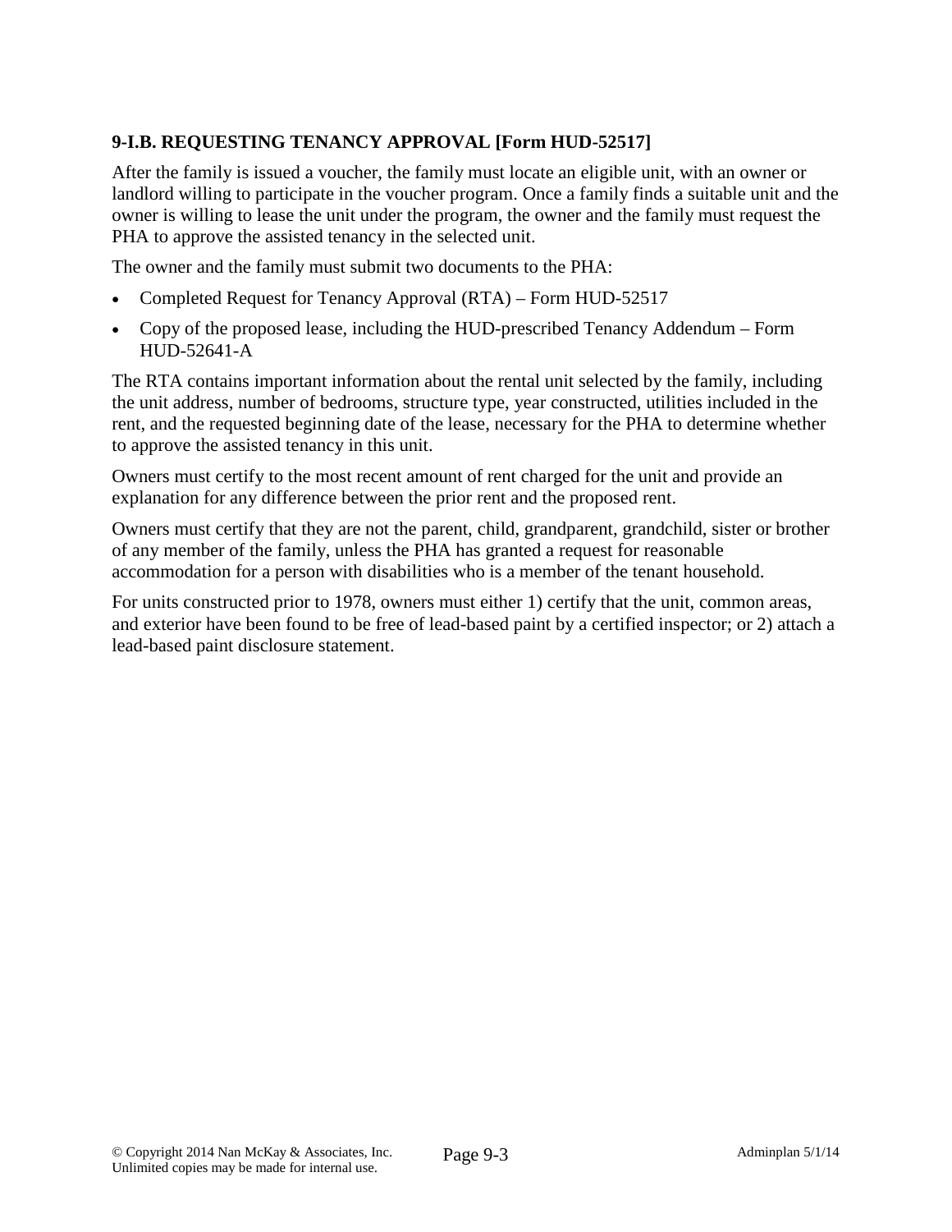### 9-I.B. REQUESTING TENANCY APPROVAL [Form HUD-52517]

After the family is issued a voucher, the family must locate an eligible unit, with an owner or landlord willing to participate in the voucher program. Once a family finds a suitable unit and the owner is willing to lease the unit under the program, the owner and the family must request the PHA to approve the assisted tenancy in the selected unit.

The owner and the family must submit two documents to the PHA:

- Completed Request for Tenancy Approval (RTA) – Form HUD-52517
- Copy of the proposed lease, including the HUD-prescribed Tenancy Addendum – Form HUD-52641-A

The RTA contains important information about the rental unit selected by the family, including the unit address, number of bedrooms, structure type, year constructed, utilities included in the rent, and the requested beginning date of the lease, necessary for the PHA to determine whether to approve the assisted tenancy in this unit.

Owners must certify to the most recent amount of rent charged for the unit and provide an explanation for any difference between the prior rent and the proposed rent.

Owners must certify that they are not the parent, child, grandparent, grandchild, sister or brother of any member of the family, unless the PHA has granted a request for reasonable accommodation for a person with disabilities who is a member of the tenant household.

For units constructed prior to 1978, owners must either 1) certify that the unit, common areas, and exterior have been found to be free of lead-based paint by a certified inspector; or 2) attach a lead-based paint disclosure statement.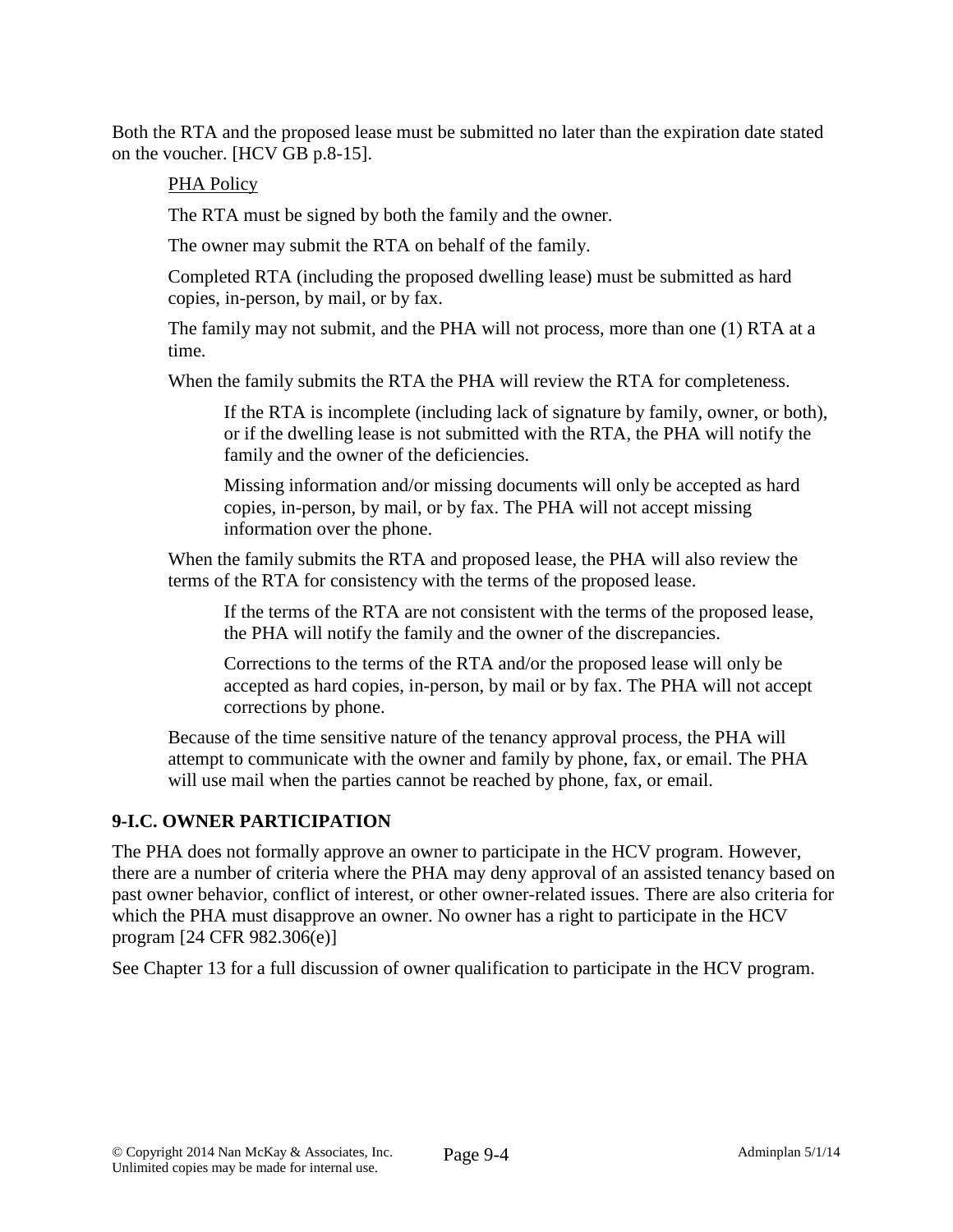Both the RTA and the proposed lease must be submitted no later than the expiration date stated on the voucher. [HCV GB p.8-15].

PHA Policy

The RTA must be signed by both the family and the owner.

The owner may submit the RTA on behalf of the family.

Completed RTA (including the proposed dwelling lease) must be submitted as hard copies, in-person, by mail, or by fax.

The family may not submit, and the PHA will not process, more than one (1) RTA at a time.

When the family submits the RTA the PHA will review the RTA for completeness.

If the RTA is incomplete (including lack of signature by family, owner, or both), or if the dwelling lease is not submitted with the RTA, the PHA will notify the family and the owner of the deficiencies.

Missing information and/or missing documents will only be accepted as hard copies, in-person, by mail, or by fax. The PHA will not accept missing information over the phone.

When the family submits the RTA and proposed lease, the PHA will also review the terms of the RTA for consistency with the terms of the proposed lease.

If the terms of the RTA are not consistent with the terms of the proposed lease, the PHA will notify the family and the owner of the discrepancies.

Corrections to the terms of the RTA and/or the proposed lease will only be accepted as hard copies, in-person, by mail or by fax. The PHA will not accept corrections by phone.

Because of the time sensitive nature of the tenancy approval process, the PHA will attempt to communicate with the owner and family by phone, fax, or email. The PHA will use mail when the parties cannot be reached by phone, fax, or email.

## 9-I.C. OWNER PARTICIPATION

The PHA does not formally approve an owner to participate in the HCV program. However, there are a number of criteria where the PHA may deny approval of an assisted tenancy based on past owner behavior, conflict of interest, or other owner-related issues. There are also criteria for which the PHA must disapprove an owner. No owner has a right to participate in the HCV program [24 CFR 982.306(e)]

See Chapter 13 for a full discussion of owner qualification to participate in the HCV program.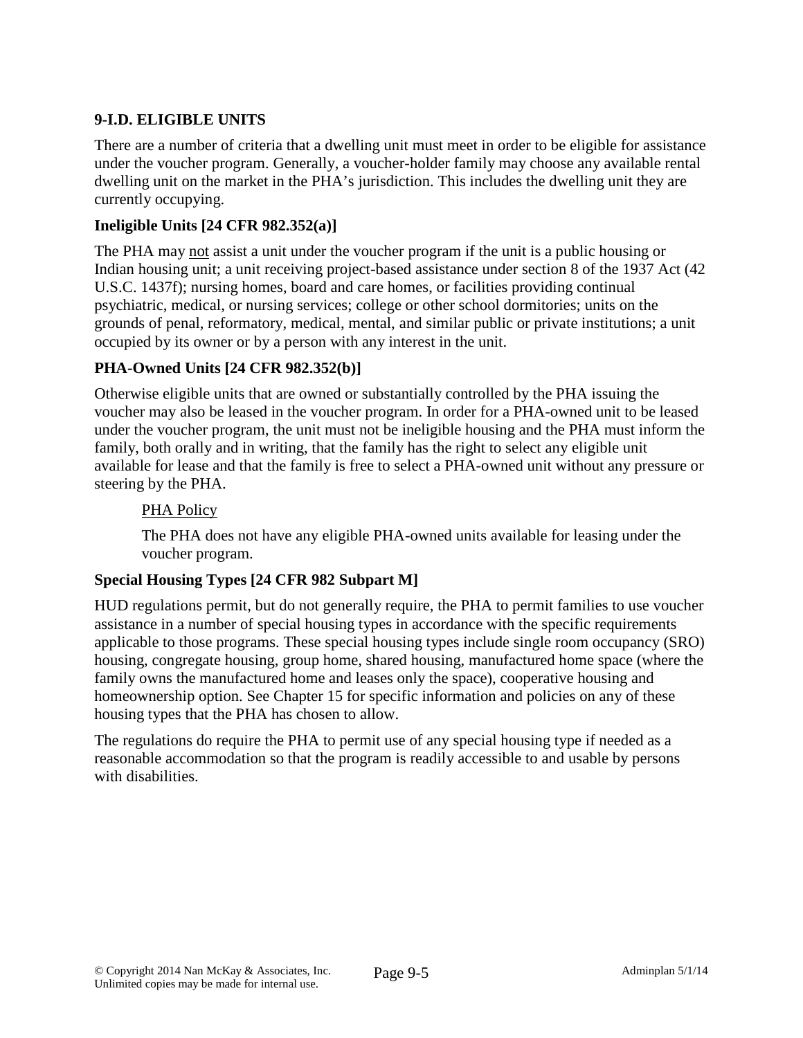## 9-I.D. ELIGIBLE UNITS

There are a number of criteria that a dwelling unit must meet in order to be eligible for assistance under the voucher program. Generally, a voucher-holder family may choose any available rental dwelling unit on the market in the PHA's jurisdiction. This includes the dwelling unit they are currently occupying.

### Ineligible Units [24 CFR 982.352(a)]

The PHA may not assist a unit under the voucher program if the unit is a public housing or Indian housing unit; a unit receiving project-based assistance under section 8 of the 1937 Act (42 U.S.C. 1437f); nursing homes, board and care homes, or facilities providing continual psychiatric, medical, or nursing services; college or other school dormitories; units on the grounds of penal, reformatory, medical, mental, and similar public or private institutions; a unit occupied by its owner or by a person with any interest in the unit.

### PHA-Owned Units [24 CFR 982.352(b)]

Otherwise eligible units that are owned or substantially controlled by the PHA issuing the voucher may also be leased in the voucher program. In order for a PHA-owned unit to be leased under the voucher program, the unit must not be ineligible housing and the PHA must inform the family, both orally and in writing, that the family has the right to select any eligible unit available for lease and that the family is free to select a PHA-owned unit without any pressure or steering by the PHA.

> PHA Policy
>
> The PHA does not have any eligible PHA-owned units available for leasing under the voucher program.

### Special Housing Types [24 CFR 982 Subpart M]

HUD regulations permit, but do not generally require, the PHA to permit families to use voucher assistance in a number of special housing types in accordance with the specific requirements applicable to those programs. These special housing types include single room occupancy (SRO) housing, congregate housing, group home, shared housing, manufactured home space (where the family owns the manufactured home and leases only the space), cooperative housing and homeownership option. See Chapter 15 for specific information and policies on any of these housing types that the PHA has chosen to allow.

The regulations do require the PHA to permit use of any special housing type if needed as a reasonable accommodation so that the program is readily accessible to and usable by persons with disabilities.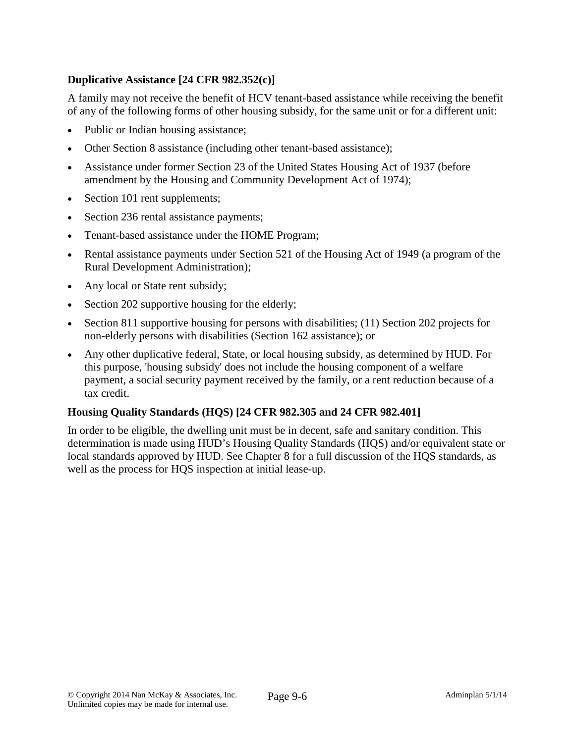**Duplicative Assistance [24 CFR 982.352(c)]**

A family may not receive the benefit of HCV tenant-based assistance while receiving the benefit of any of the following forms of other housing subsidy, for the same unit or for a different unit:

- Public or Indian housing assistance;
- Other Section 8 assistance (including other tenant-based assistance);
- Assistance under former Section 23 of the United States Housing Act of 1937 (before amendment by the Housing and Community Development Act of 1974);
- Section 101 rent supplements;
- Section 236 rental assistance payments;
- Tenant-based assistance under the HOME Program;
- Rental assistance payments under Section 521 of the Housing Act of 1949 (a program of the Rural Development Administration);
- Any local or State rent subsidy;
- Section 202 supportive housing for the elderly;
- Section 811 supportive housing for persons with disabilities; (11) Section 202 projects for non-elderly persons with disabilities (Section 162 assistance); or
- Any other duplicative federal, State, or local housing subsidy, as determined by HUD. For this purpose, 'housing subsidy' does not include the housing component of a welfare payment, a social security payment received by the family, or a rent reduction because of a tax credit.

**Housing Quality Standards (HQS) [24 CFR 982.305 and 24 CFR 982.401]**

In order to be eligible, the dwelling unit must be in decent, safe and sanitary condition. This determination is made using HUD's Housing Quality Standards (HQS) and/or equivalent state or local standards approved by HUD. See Chapter 8 for a full discussion of the HQS standards, as well as the process for HQS inspection at initial lease-up.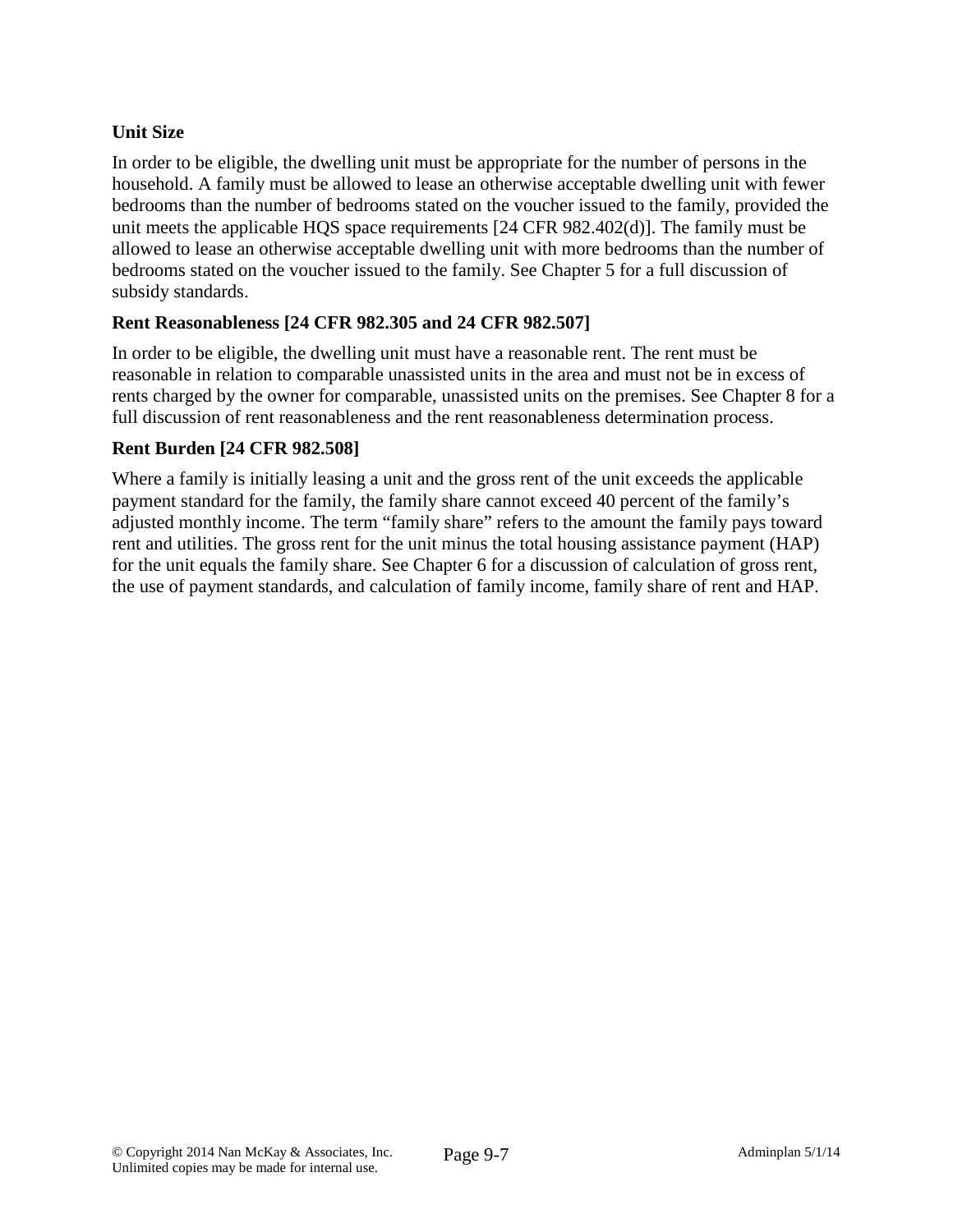### Unit Size

In order to be eligible, the dwelling unit must be appropriate for the number of persons in the household. A family must be allowed to lease an otherwise acceptable dwelling unit with fewer bedrooms than the number of bedrooms stated on the voucher issued to the family, provided the unit meets the applicable HQS space requirements [24 CFR 982.402(d)]. The family must be allowed to lease an otherwise acceptable dwelling unit with more bedrooms than the number of bedrooms stated on the voucher issued to the family. See Chapter 5 for a full discussion of subsidy standards.

### Rent Reasonableness [24 CFR 982.305 and 24 CFR 982.507]

In order to be eligible, the dwelling unit must have a reasonable rent. The rent must be reasonable in relation to comparable unassisted units in the area and must not be in excess of rents charged by the owner for comparable, unassisted units on the premises. See Chapter 8 for a full discussion of rent reasonableness and the rent reasonableness determination process.

### Rent Burden [24 CFR 982.508]

Where a family is initially leasing a unit and the gross rent of the unit exceeds the applicable payment standard for the family, the family share cannot exceed 40 percent of the family's adjusted monthly income. The term "family share" refers to the amount the family pays toward rent and utilities. The gross rent for the unit minus the total housing assistance payment (HAP) for the unit equals the family share. See Chapter 6 for a discussion of calculation of gross rent, the use of payment standards, and calculation of family income, family share of rent and HAP.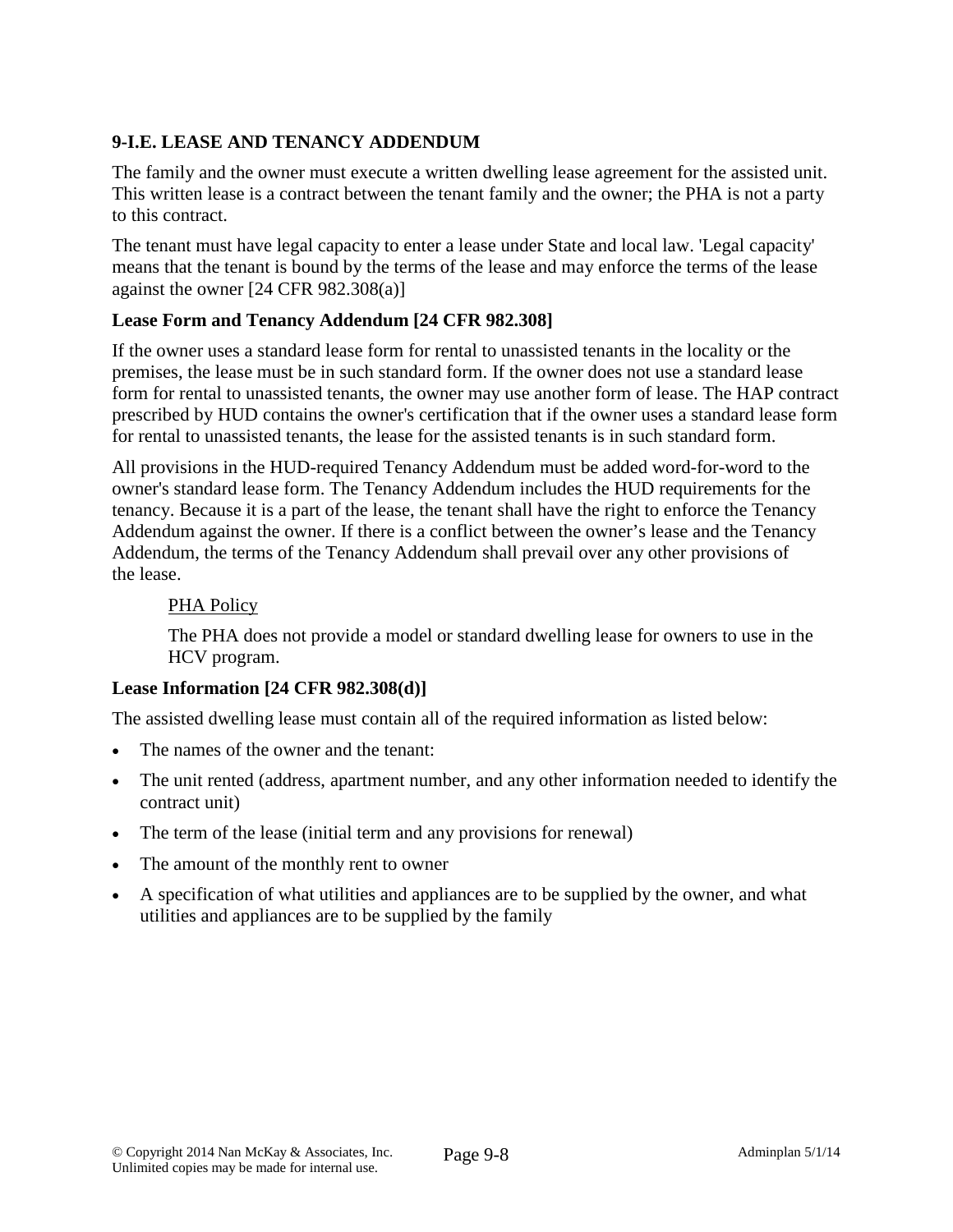### 9-I.E. LEASE AND TENANCY ADDENDUM

The family and the owner must execute a written dwelling lease agreement for the assisted unit. This written lease is a contract between the tenant family and the owner; the PHA is not a party to this contract.

The tenant must have legal capacity to enter a lease under State and local law. 'Legal capacity' means that the tenant is bound by the terms of the lease and may enforce the terms of the lease against the owner [24 CFR 982.308(a)]

#### Lease Form and Tenancy Addendum [24 CFR 982.308]

If the owner uses a standard lease form for rental to unassisted tenants in the locality or the premises, the lease must be in such standard form. If the owner does not use a standard lease form for rental to unassisted tenants, the owner may use another form of lease. The HAP contract prescribed by HUD contains the owner's certification that if the owner uses a standard lease form for rental to unassisted tenants, the lease for the assisted tenants is in such standard form.

All provisions in the HUD-required Tenancy Addendum must be added word-for-word to the owner's standard lease form. The Tenancy Addendum includes the HUD requirements for the tenancy. Because it is a part of the lease, the tenant shall have the right to enforce the Tenancy Addendum against the owner. If there is a conflict between the owner's lease and the Tenancy Addendum, the terms of the Tenancy Addendum shall prevail over any other provisions of the lease.

> PHA Policy
>
> The PHA does not provide a model or standard dwelling lease for owners to use in the HCV program.

#### Lease Information [24 CFR 982.308(d)]

The assisted dwelling lease must contain all of the required information as listed below:

- The names of the owner and the tenant:
- The unit rented (address, apartment number, and any other information needed to identify the contract unit)
- The term of the lease (initial term and any provisions for renewal)
- The amount of the monthly rent to owner
- A specification of what utilities and appliances are to be supplied by the owner, and what utilities and appliances are to be supplied by the family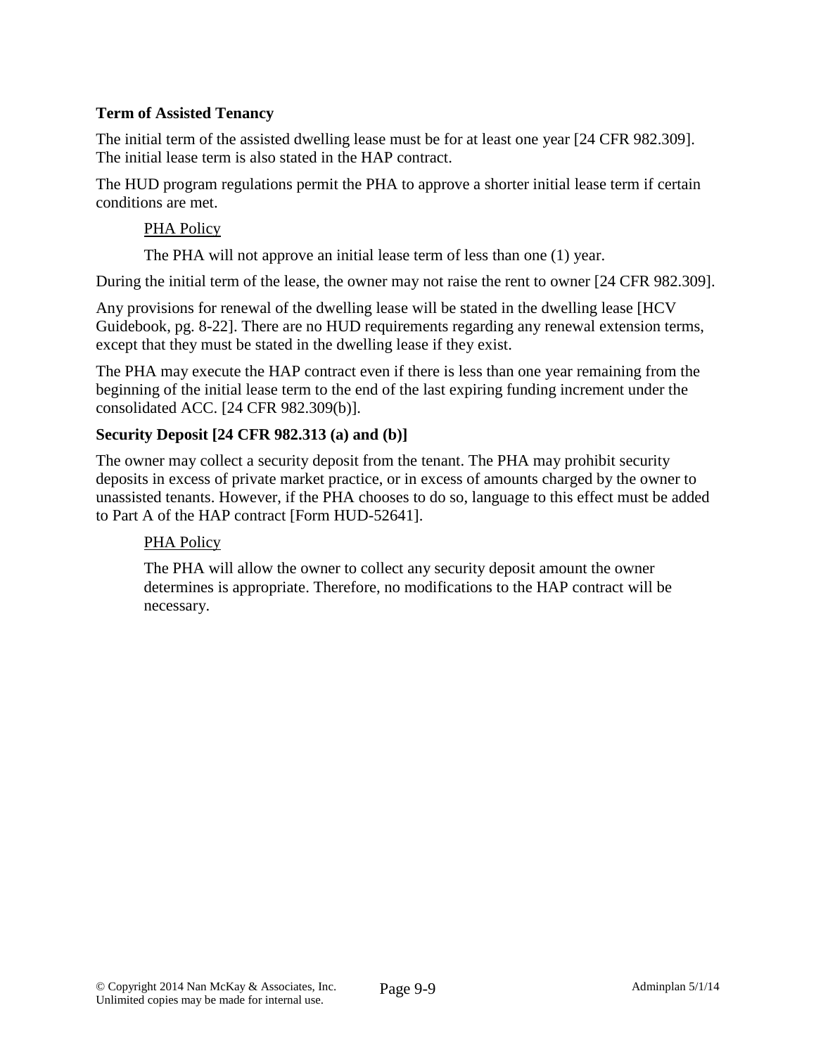**Term of Assisted Tenancy**

The initial term of the assisted dwelling lease must be for at least one year [24 CFR 982.309]. The initial lease term is also stated in the HAP contract.

The HUD program regulations permit the PHA to approve a shorter initial lease term if certain conditions are met.

> PHA Policy
>
> The PHA will not approve an initial lease term of less than one (1) year.

During the initial term of the lease, the owner may not raise the rent to owner [24 CFR 982.309].

Any provisions for renewal of the dwelling lease will be stated in the dwelling lease [HCV Guidebook, pg. 8-22]. There are no HUD requirements regarding any renewal extension terms, except that they must be stated in the dwelling lease if they exist.

The PHA may execute the HAP contract even if there is less than one year remaining from the beginning of the initial lease term to the end of the last expiring funding increment under the consolidated ACC. [24 CFR 982.309(b)].

**Security Deposit [24 CFR 982.313 (a) and (b)]**

The owner may collect a security deposit from the tenant. The PHA may prohibit security deposits in excess of private market practice, or in excess of amounts charged by the owner to unassisted tenants. However, if the PHA chooses to do so, language to this effect must be added to Part A of the HAP contract [Form HUD-52641].

> PHA Policy
>
> The PHA will allow the owner to collect any security deposit amount the owner determines is appropriate. Therefore, no modifications to the HAP contract will be necessary.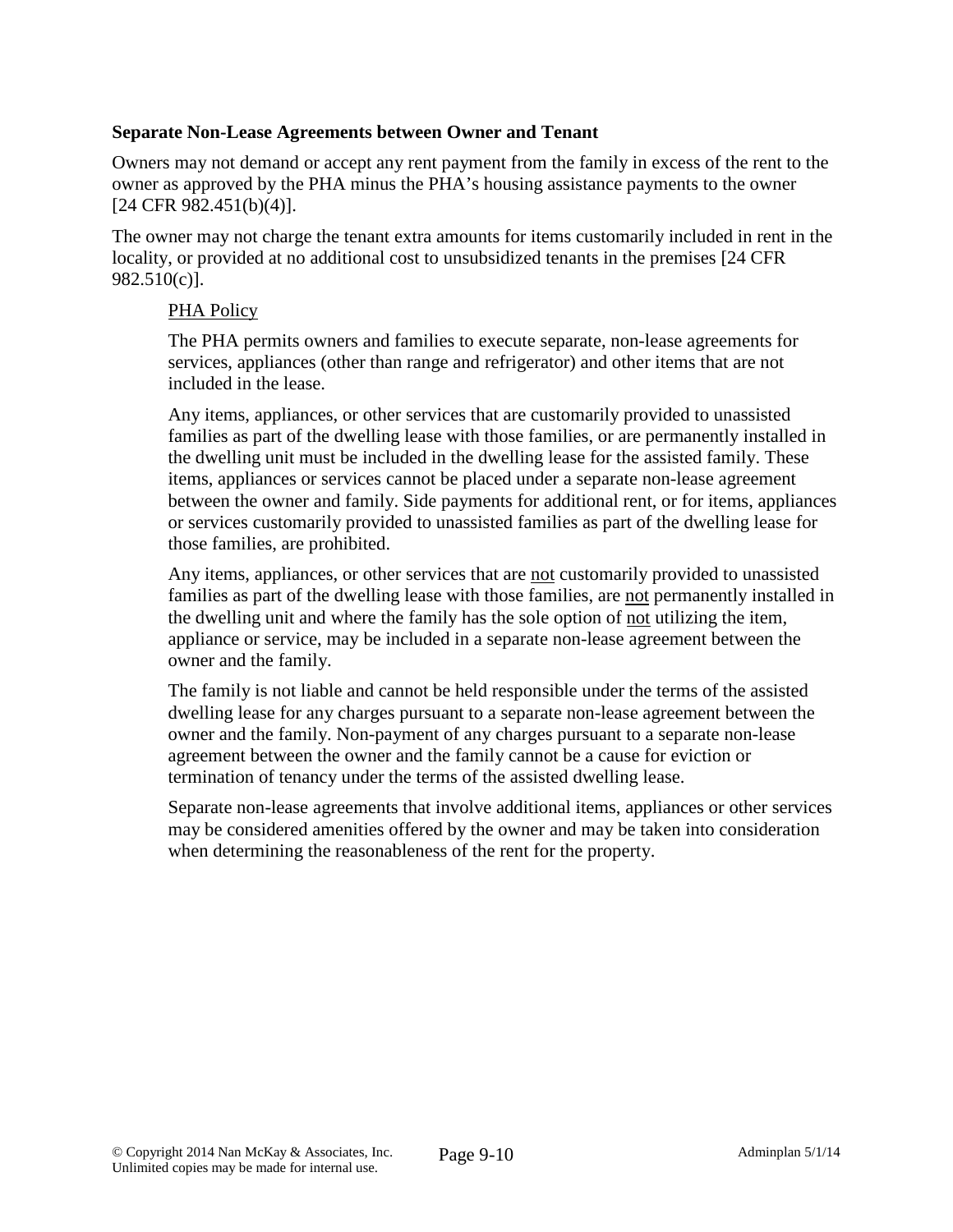### Separate Non-Lease Agreements between Owner and Tenant

Owners may not demand or accept any rent payment from the family in excess of the rent to the owner as approved by the PHA minus the PHA's housing assistance payments to the owner [24 CFR 982.451(b)(4)].

The owner may not charge the tenant extra amounts for items customarily included in rent in the locality, or provided at no additional cost to unsubsidized tenants in the premises [24 CFR 982.510(c)].

<u>PHA Policy</u>

The PHA permits owners and families to execute separate, non-lease agreements for services, appliances (other than range and refrigerator) and other items that are not included in the lease.

Any items, appliances, or other services that are customarily provided to unassisted families as part of the dwelling lease with those families, or are permanently installed in the dwelling unit must be included in the dwelling lease for the assisted family. These items, appliances or services cannot be placed under a separate non-lease agreement between the owner and family. Side payments for additional rent, or for items, appliances or services customarily provided to unassisted families as part of the dwelling lease for those families, are prohibited.

Any items, appliances, or other services that are <u>not</u> customarily provided to unassisted families as part of the dwelling lease with those families, are <u>not</u> permanently installed in the dwelling unit and where the family has the sole option of <u>not</u> utilizing the item, appliance or service, may be included in a separate non-lease agreement between the owner and the family.

The family is not liable and cannot be held responsible under the terms of the assisted dwelling lease for any charges pursuant to a separate non-lease agreement between the owner and the family. Non-payment of any charges pursuant to a separate non-lease agreement between the owner and the family cannot be a cause for eviction or termination of tenancy under the terms of the assisted dwelling lease.

Separate non-lease agreements that involve additional items, appliances or other services may be considered amenities offered by the owner and may be taken into consideration when determining the reasonableness of the rent for the property.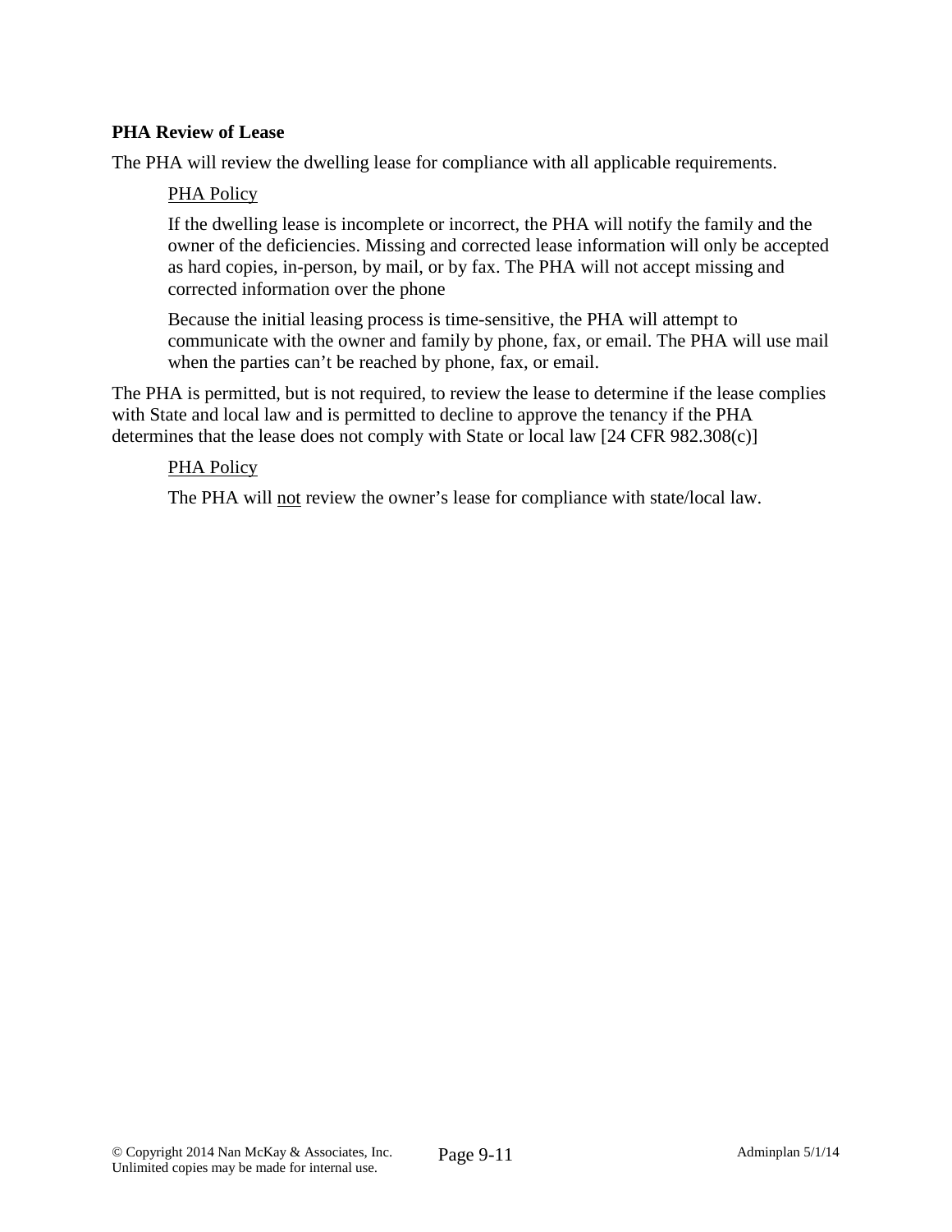**PHA Review of Lease**

The PHA will review the dwelling lease for compliance with all applicable requirements.

> <u>PHA Policy</u>
>
> If the dwelling lease is incomplete or incorrect, the PHA will notify the family and the owner of the deficiencies. Missing and corrected lease information will only be accepted as hard copies, in-person, by mail, or by fax. The PHA will not accept missing and corrected information over the phone
>
> Because the initial leasing process is time-sensitive, the PHA will attempt to communicate with the owner and family by phone, fax, or email. The PHA will use mail when the parties can't be reached by phone, fax, or email.

The PHA is permitted, but is not required, to review the lease to determine if the lease complies with State and local law and is permitted to decline to approve the tenancy if the PHA determines that the lease does not comply with State or local law [24 CFR 982.308(c)]

> <u>PHA Policy</u>
>
> The PHA will <u>not</u> review the owner's lease for compliance with state/local law.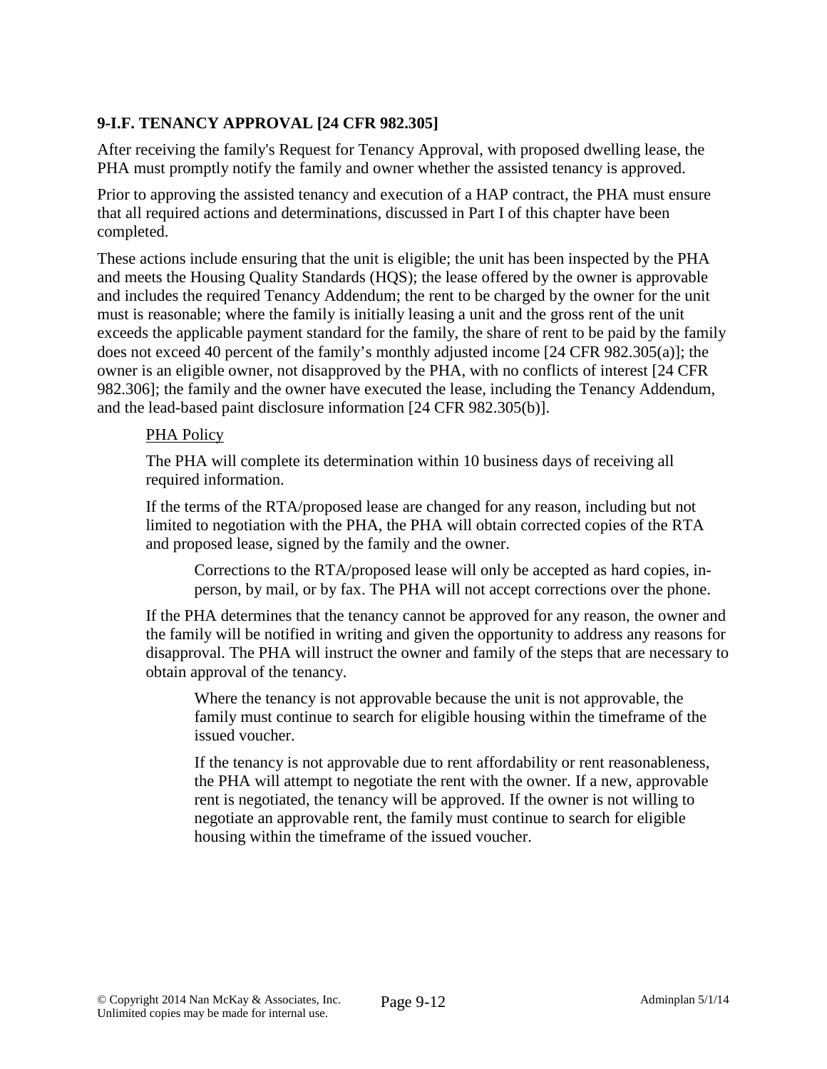## 9-I.F. TENANCY APPROVAL [24 CFR 982.305]

After receiving the family's Request for Tenancy Approval, with proposed dwelling lease, the PHA must promptly notify the family and owner whether the assisted tenancy is approved.

Prior to approving the assisted tenancy and execution of a HAP contract, the PHA must ensure that all required actions and determinations, discussed in Part I of this chapter have been completed.

These actions include ensuring that the unit is eligible; the unit has been inspected by the PHA and meets the Housing Quality Standards (HQS); the lease offered by the owner is approvable and includes the required Tenancy Addendum; the rent to be charged by the owner for the unit must is reasonable; where the family is initially leasing a unit and the gross rent of the unit exceeds the applicable payment standard for the family, the share of rent to be paid by the family does not exceed 40 percent of the family's monthly adjusted income [24 CFR 982.305(a)]; the owner is an eligible owner, not disapproved by the PHA, with no conflicts of interest [24 CFR 982.306]; the family and the owner have executed the lease, including the Tenancy Addendum, and the lead-based paint disclosure information [24 CFR 982.305(b)].

> PHA Policy
>
> The PHA will complete its determination within 10 business days of receiving all required information.
>
> If the terms of the RTA/proposed lease are changed for any reason, including but not limited to negotiation with the PHA, the PHA will obtain corrected copies of the RTA and proposed lease, signed by the family and the owner.
>
> > Corrections to the RTA/proposed lease will only be accepted as hard copies, in-person, by mail, or by fax. The PHA will not accept corrections over the phone.
>
> If the PHA determines that the tenancy cannot be approved for any reason, the owner and the family will be notified in writing and given the opportunity to address any reasons for disapproval. The PHA will instruct the owner and family of the steps that are necessary to obtain approval of the tenancy.
>
> > Where the tenancy is not approvable because the unit is not approvable, the family must continue to search for eligible housing within the timeframe of the issued voucher.
> >
> > If the tenancy is not approvable due to rent affordability or rent reasonableness, the PHA will attempt to negotiate the rent with the owner. If a new, approvable rent is negotiated, the tenancy will be approved. If the owner is not willing to negotiate an approvable rent, the family must continue to search for eligible housing within the timeframe of the issued voucher.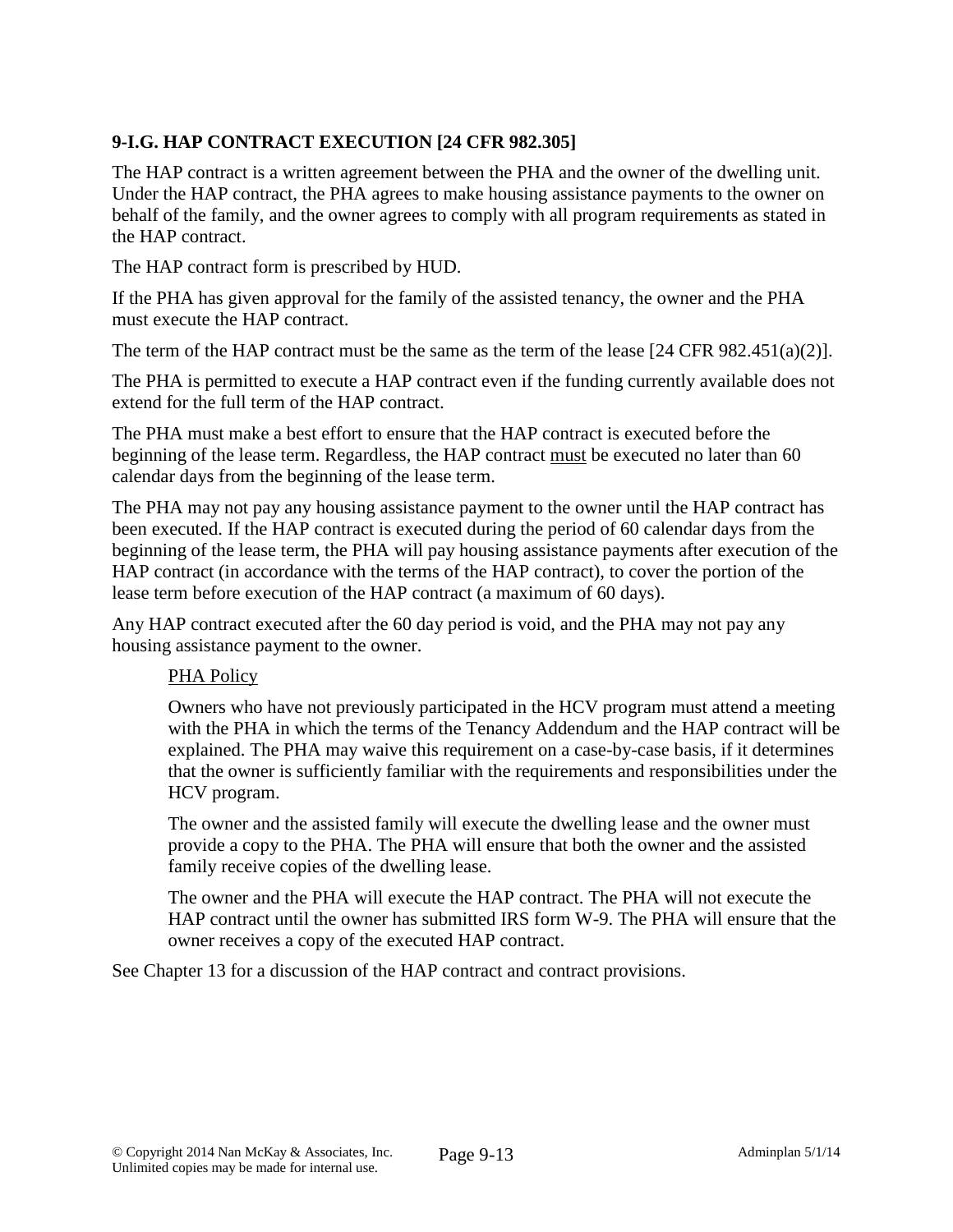### 9-I.G. HAP CONTRACT EXECUTION [24 CFR 982.305]

The HAP contract is a written agreement between the PHA and the owner of the dwelling unit. Under the HAP contract, the PHA agrees to make housing assistance payments to the owner on behalf of the family, and the owner agrees to comply with all program requirements as stated in the HAP contract.

The HAP contract form is prescribed by HUD.

If the PHA has given approval for the family of the assisted tenancy, the owner and the PHA must execute the HAP contract.

The term of the HAP contract must be the same as the term of the lease [24 CFR 982.451(a)(2)].

The PHA is permitted to execute a HAP contract even if the funding currently available does not extend for the full term of the HAP contract.

The PHA must make a best effort to ensure that the HAP contract is executed before the beginning of the lease term. Regardless, the HAP contract <u>must</u> be executed no later than 60 calendar days from the beginning of the lease term.

The PHA may not pay any housing assistance payment to the owner until the HAP contract has been executed. If the HAP contract is executed during the period of 60 calendar days from the beginning of the lease term, the PHA will pay housing assistance payments after execution of the HAP contract (in accordance with the terms of the HAP contract), to cover the portion of the lease term before execution of the HAP contract (a maximum of 60 days).

Any HAP contract executed after the 60 day period is void, and the PHA may not pay any housing assistance payment to the owner.

> <u>PHA Policy</u>
>
> Owners who have not previously participated in the HCV program must attend a meeting with the PHA in which the terms of the Tenancy Addendum and the HAP contract will be explained. The PHA may waive this requirement on a case-by-case basis, if it determines that the owner is sufficiently familiar with the requirements and responsibilities under the HCV program.
>
> The owner and the assisted family will execute the dwelling lease and the owner must provide a copy to the PHA. The PHA will ensure that both the owner and the assisted family receive copies of the dwelling lease.
>
> The owner and the PHA will execute the HAP contract. The PHA will not execute the HAP contract until the owner has submitted IRS form W-9. The PHA will ensure that the owner receives a copy of the executed HAP contract.

See Chapter 13 for a discussion of the HAP contract and contract provisions.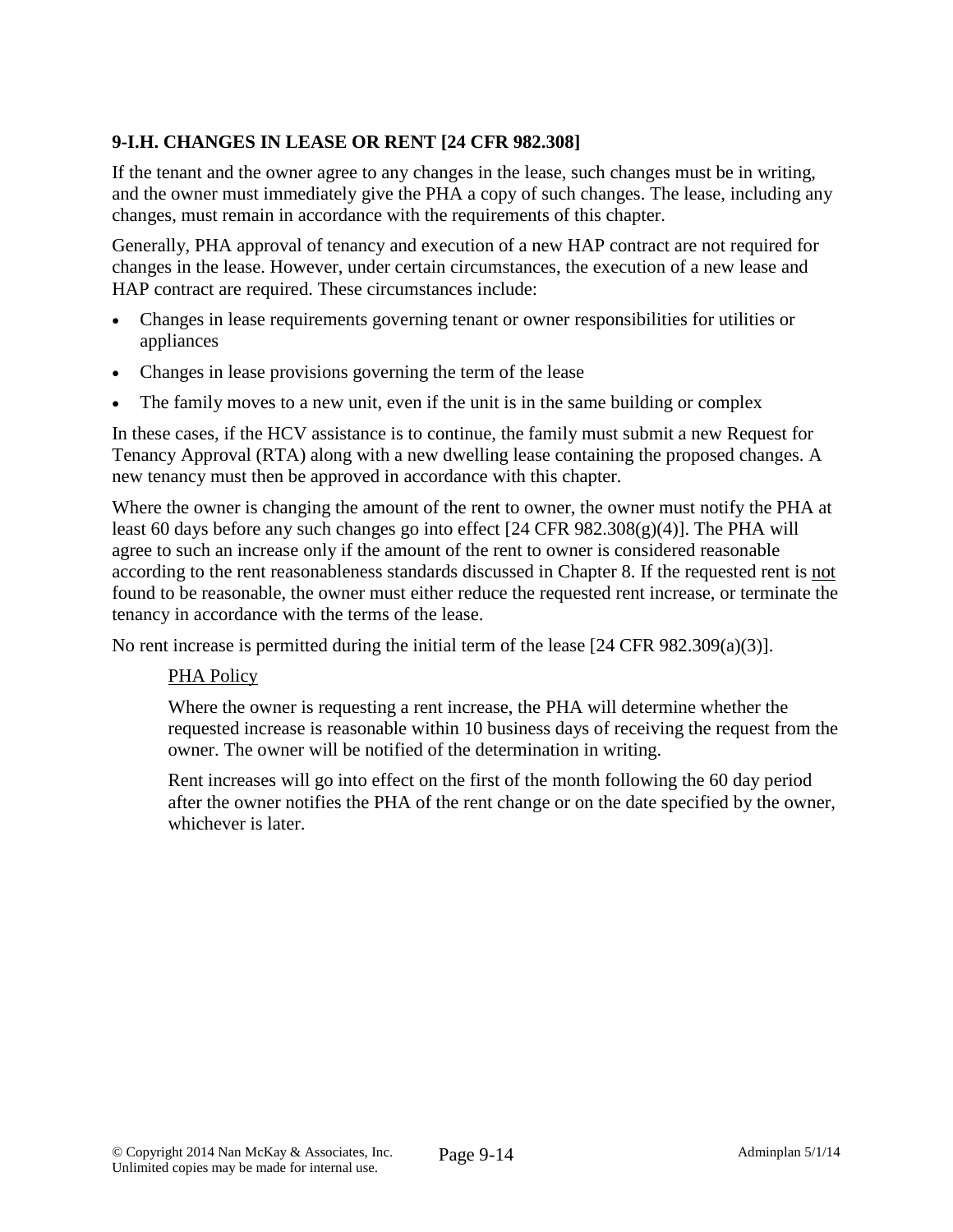### 9-I.H. CHANGES IN LEASE OR RENT [24 CFR 982.308]

If the tenant and the owner agree to any changes in the lease, such changes must be in writing, and the owner must immediately give the PHA a copy of such changes. The lease, including any changes, must remain in accordance with the requirements of this chapter.

Generally, PHA approval of tenancy and execution of a new HAP contract are not required for changes in the lease. However, under certain circumstances, the execution of a new lease and HAP contract are required. These circumstances include:

- Changes in lease requirements governing tenant or owner responsibilities for utilities or appliances
- Changes in lease provisions governing the term of the lease
- The family moves to a new unit, even if the unit is in the same building or complex

In these cases, if the HCV assistance is to continue, the family must submit a new Request for Tenancy Approval (RTA) along with a new dwelling lease containing the proposed changes. A new tenancy must then be approved in accordance with this chapter.

Where the owner is changing the amount of the rent to owner, the owner must notify the PHA at least 60 days before any such changes go into effect [24 CFR 982.308(g)(4)]. The PHA will agree to such an increase only if the amount of the rent to owner is considered reasonable according to the rent reasonableness standards discussed in Chapter 8. If the requested rent is not found to be reasonable, the owner must either reduce the requested rent increase, or terminate the tenancy in accordance with the terms of the lease.

No rent increase is permitted during the initial term of the lease [24 CFR 982.309(a)(3)].

> PHA Policy
>
> Where the owner is requesting a rent increase, the PHA will determine whether the requested increase is reasonable within 10 business days of receiving the request from the owner. The owner will be notified of the determination in writing.
>
> Rent increases will go into effect on the first of the month following the 60 day period after the owner notifies the PHA of the rent change or on the date specified by the owner, whichever is later.